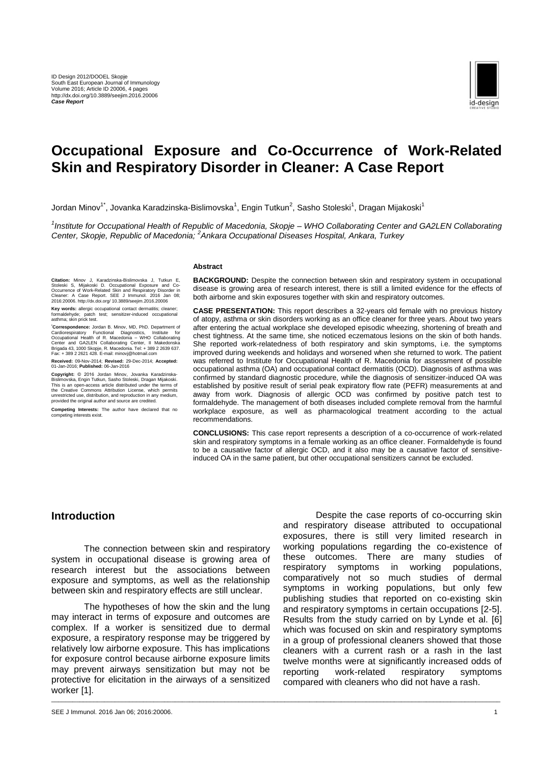ID Design 2012/DOOEL Skopje
South East European Journal of Immunology
Volume 2016; Article ID 20006, 4 pages
http://dx.doi.org/10.3889/seejim.2016.20006
***Case Report***

# Occupational Exposure and Co-Occurrence of Work-Related Skin and Respiratory Disorder in Cleaner: A Case Report

Jordan Minov[1*], Jovanka Karadzinska-Bislimovska[1], Engin Tutkun[2], Sasho Stoleski[1], Dragan Mijakoski[1]

*[1]Institute for Occupational Health of Republic of Macedonia, Skopje – WHO Collaborating Center and GA2LEN Collaborating Center, Skopje, Republic of Macedonia; [2]Ankara Occupational Diseases Hospital, Ankara, Turkey*

**Citation:** Minov J, Karadzinska-Bislimovska J, Tutkun E, Stoleski S, Mijakoski D. Occupational Exposure and Co-Occurrence of Work-Related Skin and Respiratory Disorder in Cleaner: A Case Report. SEE J Immunol. 2016 Jan 08; 2016:20006. http://dx.doi.org/ 10.3889/seejim.2016.20006

**Key words:** allergic occupational contact dermatitis; cleaner; formaldehyde; patch test; sensitizer-induced occupational asthma; skin prick test.

**\*Correspondence:** Jordan B. Minov, MD, PhD. Department of Cardiorespiratory Functional Diagnostics, Institute for Occupational Health of R. Macedonia – WHO Collaborating Center and GA2LEN Collaborating Center, II Makedonska Brigada 43, 1000 Skopje, R. Macedonia. Tel: + 389 2 2639 637. Fax: + 389 2 2621 428. E-mail: minovj@hotmail.com

**Received:** 09-Nov-2014; **Revised:** 29-Dec-2014; **Accepted:** 01-Jan-2016; **Published:** 06-Jan-2016

**Copyright:** © 2016 Jordan Minov, Jovanka Karadzinska-Bislimovska, Engin Tutkun, Sasho Stoleski, Dragan Mijakoski. This is an open-access article distributed under the terms of the Creative Commons Attribution License, which permits unrestricted use, distribution, and reproduction in any medium, provided the original author and source are credited.

**Competing Interests:** The author have declared that no competing interests exist.

#### Abstract

**BACKGROUND:** Despite the connection between skin and respiratory system in occupational disease is growing area of research interest, there is still a limited evidence for the effects of both airborne and skin exposures together with skin and respiratory outcomes.

**CASE PRESENTATION:** This report describes a 32-years old female with no previous history of atopy, asthma or skin disorders working as an office cleaner for three years. About two years after entering the actual workplace she developed episodic wheezing, shortening of breath and chest tightness. At the same time, she noticed eczematous lesions on the skin of both hands. She reported work-relatedness of both respiratory and skin symptoms, i.e. the symptoms improved during weekends and holidays and worsened when she returned to work. The patient was referred to Institute for Occupational Health of R. Macedonia for assessment of possible occupational asthma (OA) and occupational contact dermatitis (OCD). Diagnosis of asthma was confirmed by standard diagnostic procedure, while the diagnosis of sensitizer-induced OA was established by positive result of serial peak expiratory flow rate (PEFR) measurements at and away from work. Diagnosis of allergic OCD was confirmed by positive patch test to formaldehyde. The management of both diseases included complete removal from the harmful workplace exposure, as well as pharmacological treatment according to the actual recommendations.

**CONCLUSIONS:** This case report represents a description of a co-occurrence of work-related skin and respiratory symptoms in a female working as an office cleaner. Formaldehyde is found to be a causative factor of allergic OCD, and it also may be a causative factor of sensitive-induced OA in the same patient, but other occupational sensitizers cannot be excluded.

## Introduction

The connection between skin and respiratory system in occupational disease is growing area of research interest but the associations between exposure and symptoms, as well as the relationship between skin and respiratory effects are still unclear.

The hypotheses of how the skin and the lung may interact in terms of exposure and outcomes are complex. If a worker is sensitized due to dermal exposure, a respiratory response may be triggered by relatively low airborne exposure. This has implications for exposure control because airborne exposure limits may prevent airways sensitization but may not be protective for elicitation in the airways of a sensitized worker [1].

Despite the case reports of co-occurring skin and respiratory disease attributed to occupational exposures, there is still very limited research in working populations regarding the co-existence of these outcomes. There are many studies of respiratory symptoms in working populations, comparatively not so much studies of dermal symptoms in working populations, but only few publishing studies that reported on co-existing skin and respiratory symptoms in certain occupations [2-5]. Results from the study carried on by Lynde et al. [6] which was focused on skin and respiratory symptoms in a group of professional cleaners showed that those cleaners with a current rash or a rash in the last twelve months were at significantly increased odds of reporting work-related respiratory symptoms compared with cleaners who did not have a rash.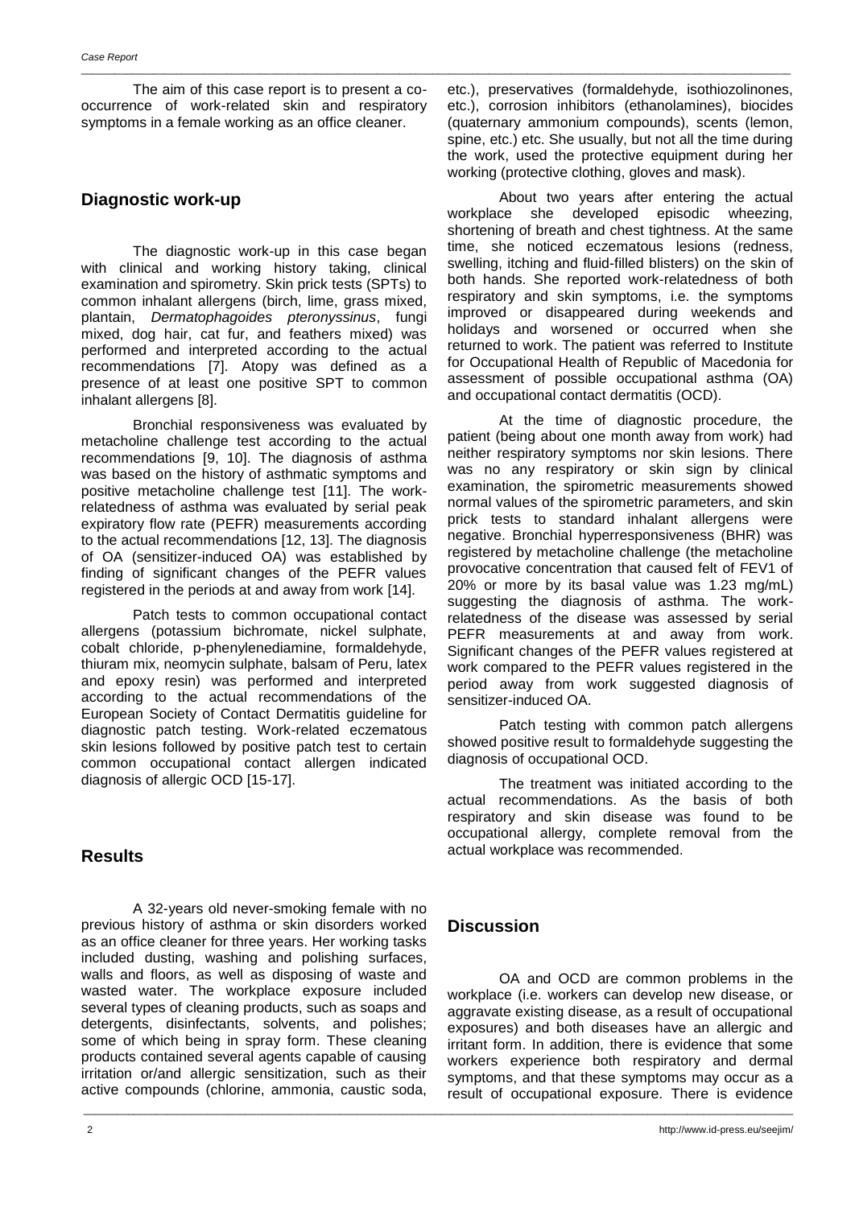The aim of this case report is to present a co-occurrence of work-related skin and respiratory symptoms in a female working as an office cleaner.

## Diagnostic work-up

The diagnostic work-up in this case began with clinical and working history taking, clinical examination and spirometry. Skin prick tests (SPTs) to common inhalant allergens (birch, lime, grass mixed, plantain, *Dermatophagoides pteronyssinus*, fungi mixed, dog hair, cat fur, and feathers mixed) was performed and interpreted according to the actual recommendations [7]. Atopy was defined as a presence of at least one positive SPT to common inhalant allergens [8].

Bronchial responsiveness was evaluated by metacholine challenge test according to the actual recommendations [9, 10]. The diagnosis of asthma was based on the history of asthmatic symptoms and positive metacholine challenge test [11]. The work-relatedness of asthma was evaluated by serial peak expiratory flow rate (PEFR) measurements according to the actual recommendations [12, 13]. The diagnosis of OA (sensitizer-induced OA) was established by finding of significant changes of the PEFR values registered in the periods at and away from work [14].

Patch tests to common occupational contact allergens (potassium bichromate, nickel sulphate, cobalt chloride, p-phenylenediamine, formaldehyde, thiuram mix, neomycin sulphate, balsam of Peru, latex and epoxy resin) was performed and interpreted according to the actual recommendations of the European Society of Contact Dermatitis guideline for diagnostic patch testing. Work-related eczematous skin lesions followed by positive patch test to certain common occupational contact allergen indicated diagnosis of allergic OCD [15-17].

## Results

A 32-years old never-smoking female with no previous history of asthma or skin disorders worked as an office cleaner for three years. Her working tasks included dusting, washing and polishing surfaces, walls and floors, as well as disposing of waste and wasted water. The workplace exposure included several types of cleaning products, such as soaps and detergents, disinfectants, solvents, and polishes; some of which being in spray form. These cleaning products contained several agents capable of causing irritation or/and allergic sensitization, such as their active compounds (chlorine, ammonia, caustic soda, etc.), preservatives (formaldehyde, isothiozolinones, etc.), corrosion inhibitors (ethanolamines), biocides (quaternary ammonium compounds), scents (lemon, spine, etc.) etc. She usually, but not all the time during the work, used the protective equipment during her working (protective clothing, gloves and mask).

About two years after entering the actual workplace she developed episodic wheezing, shortening of breath and chest tightness. At the same time, she noticed eczematous lesions (redness, swelling, itching and fluid-filled blisters) on the skin of both hands. She reported work-relatedness of both respiratory and skin symptoms, i.e. the symptoms improved or disappeared during weekends and holidays and worsened or occurred when she returned to work. The patient was referred to Institute for Occupational Health of Republic of Macedonia for assessment of possible occupational asthma (OA) and occupational contact dermatitis (OCD).

At the time of diagnostic procedure, the patient (being about one month away from work) had neither respiratory symptoms nor skin lesions. There was no any respiratory or skin sign by clinical examination, the spirometric measurements showed normal values of the spirometric parameters, and skin prick tests to standard inhalant allergens were negative. Bronchial hyperresponsiveness (BHR) was registered by metacholine challenge (the metacholine provocative concentration that caused felt of FEV1 of 20% or more by its basal value was 1.23 mg/mL) suggesting the diagnosis of asthma. The work-relatedness of the disease was assessed by serial PEFR measurements at and away from work. Significant changes of the PEFR values registered at work compared to the PEFR values registered in the period away from work suggested diagnosis of sensitizer-induced OA.

Patch testing with common patch allergens showed positive result to formaldehyde suggesting the diagnosis of occupational OCD.

The treatment was initiated according to the actual recommendations. As the basis of both respiratory and skin disease was found to be occupational allergy, complete removal from the actual workplace was recommended.

## Discussion

OA and OCD are common problems in the workplace (i.e. workers can develop new disease, or aggravate existing disease, as a result of occupational exposures) and both diseases have an allergic and irritant form. In addition, there is evidence that some workers experience both respiratory and dermal symptoms, and that these symptoms may occur as a result of occupational exposure. There is evidence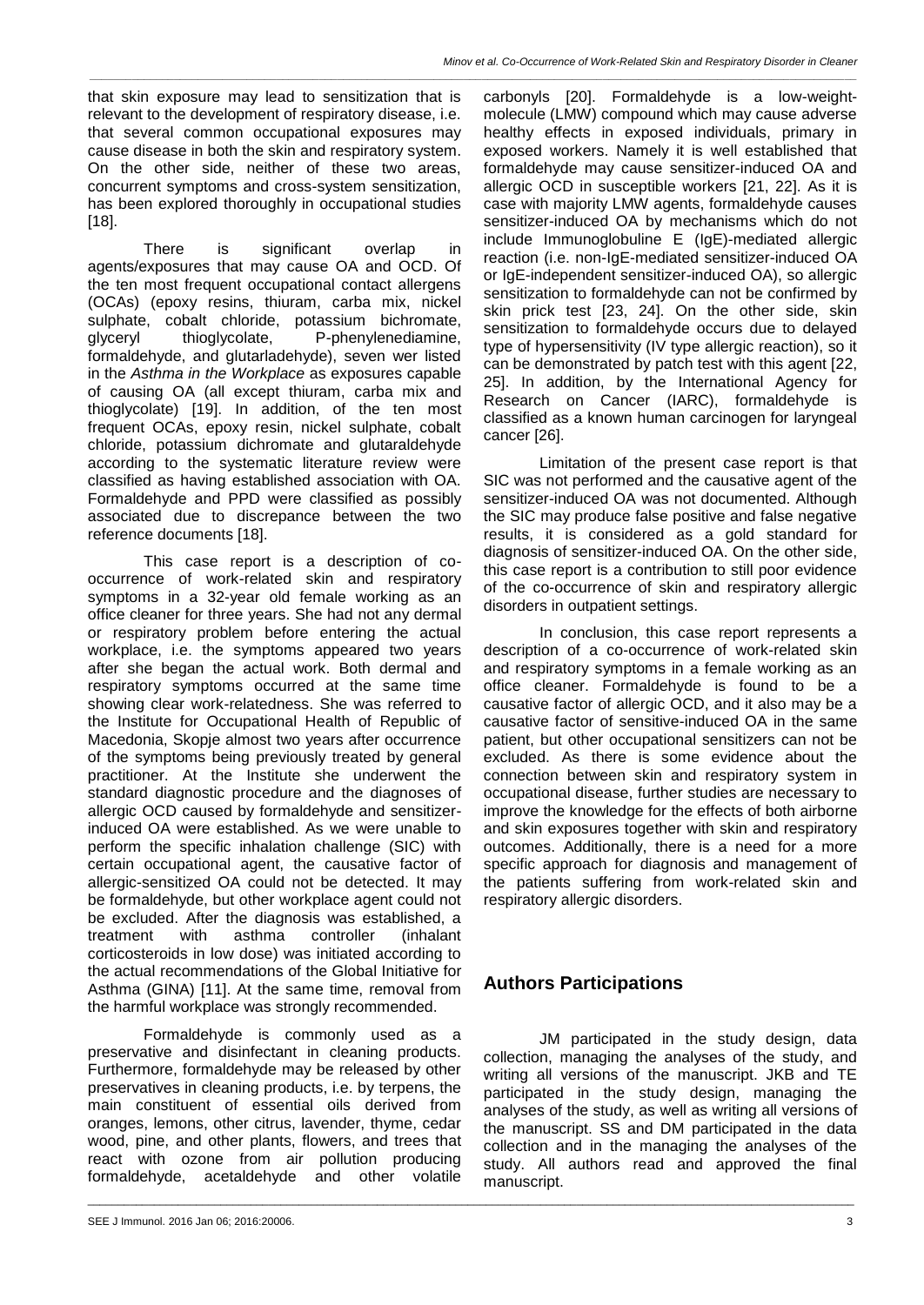that skin exposure may lead to sensitization that is relevant to the development of respiratory disease, i.e. that several common occupational exposures may cause disease in both the skin and respiratory system. On the other side, neither of these two areas, concurrent symptoms and cross-system sensitization, has been explored thoroughly in occupational studies [18].

There is significant overlap in agents/exposures that may cause OA and OCD. Of the ten most frequent occupational contact allergens (OCAs) (epoxy resins, thiuram, carba mix, nickel sulphate, cobalt chloride, potassium bichromate, glyceryl thioglycolate, P-phenylenediamine, formaldehyde, and glutarladehyde), seven wer listed in the *Asthma in the Workplace* as exposures capable of causing OA (all except thiuram, carba mix and thioglycolate) [19]. In addition, of the ten most frequent OCAs, epoxy resin, nickel sulphate, cobalt chloride, potassium dichromate and glutaraldehyde according to the systematic literature review were classified as having established association with OA. Formaldehyde and PPD were classified as possibly associated due to discrepance between the two reference documents [18].

This case report is a description of co-occurrence of work-related skin and respiratory symptoms in a 32-year old female working as an office cleaner for three years. She had not any dermal or respiratory problem before entering the actual workplace, i.e. the symptoms appeared two years after she began the actual work. Both dermal and respiratory symptoms occurred at the same time showing clear work-relatedness. She was referred to the Institute for Occupational Health of Republic of Macedonia, Skopje almost two years after occurrence of the symptoms being previously treated by general practitioner. At the Institute she underwent the standard diagnostic procedure and the diagnoses of allergic OCD caused by formaldehyde and sensitizer-induced OA were established. As we were unable to perform the specific inhalation challenge (SIC) with certain occupational agent, the causative factor of allergic-sensitized OA could not be detected. It may be formaldehyde, but other workplace agent could not be excluded. After the diagnosis was established, a treatment with asthma controller (inhalant corticosteroids in low dose) was initiated according to the actual recommendations of the Global Initiative for Asthma (GINA) [11]. At the same time, removal from the harmful workplace was strongly recommended.

Formaldehyde is commonly used as a preservative and disinfectant in cleaning products. Furthermore, formaldehyde may be released by other preservatives in cleaning products, i.e. by terpens, the main constituent of essential oils derived from oranges, lemons, other citrus, lavender, thyme, cedar wood, pine, and other plants, flowers, and trees that react with ozone from air pollution producing formaldehyde, acetaldehyde and other volatile carbonyls [20]. Formaldehyde is a low-weight-molecule (LMW) compound which may cause adverse healthy effects in exposed individuals, primary in exposed workers. Namely it is well established that formaldehyde may cause sensitizer-induced OA and allergic OCD in susceptible workers [21, 22]. As it is case with majority LMW agents, formaldehyde causes sensitizer-induced OA by mechanisms which do not include Immunoglobuline E (IgE)-mediated allergic reaction (i.e. non-IgE-mediated sensitizer-induced OA or IgE-independent sensitizer-induced OA), so allergic sensitization to formaldehyde can not be confirmed by skin prick test [23, 24]. On the other side, skin sensitization to formaldehyde occurs due to delayed type of hypersensitivity (IV type allergic reaction), so it can be demonstrated by patch test with this agent [22, 25]. In addition, by the International Agency for Research on Cancer (IARC), formaldehyde is classified as a known human carcinogen for laryngeal cancer [26].

Limitation of the present case report is that SIC was not performed and the causative agent of the sensitizer-induced OA was not documented. Although the SIC may produce false positive and false negative results, it is considered as a gold standard for diagnosis of sensitizer-induced OA. On the other side, this case report is a contribution to still poor evidence of the co-occurrence of skin and respiratory allergic disorders in outpatient settings.

In conclusion, this case report represents a description of a co-occurrence of work-related skin and respiratory symptoms in a female working as an office cleaner. Formaldehyde is found to be a causative factor of allergic OCD, and it also may be a causative factor of sensitive-induced OA in the same patient, but other occupational sensitizers can not be excluded. As there is some evidence about the connection between skin and respiratory system in occupational disease, further studies are necessary to improve the knowledge for the effects of both airborne and skin exposures together with skin and respiratory outcomes. Additionally, there is a need for a more specific approach for diagnosis and management of the patients suffering from work-related skin and respiratory allergic disorders.

## Authors Participations

JM participated in the study design, data collection, managing the analyses of the study, and writing all versions of the manuscript. JKB and TE participated in the study design, managing the analyses of the study, as well as writing all versions of the manuscript. SS and DM participated in the data collection and in the managing the analyses of the study. All authors read and approved the final manuscript.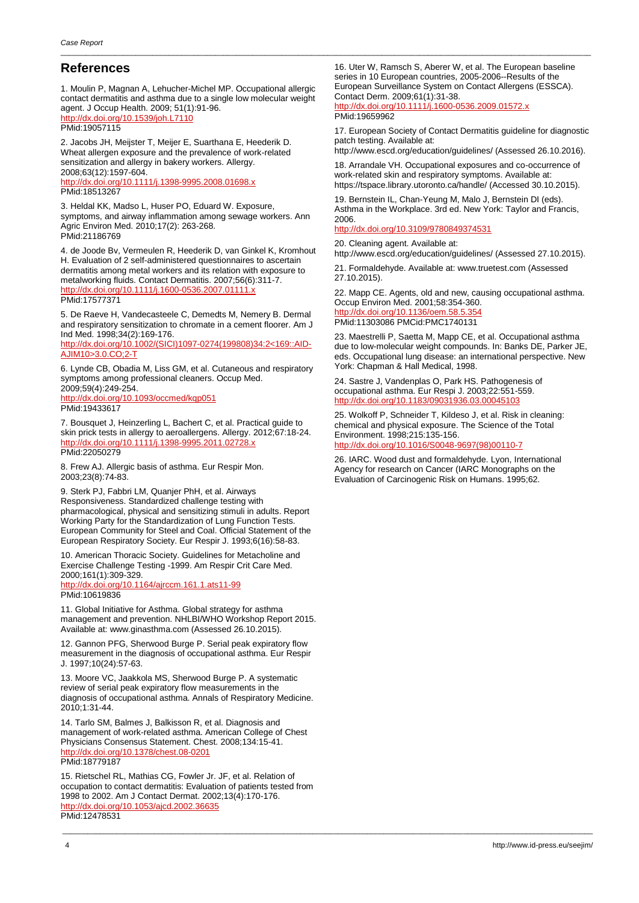## References

1. Moulin P, Magnan A, Lehucher-Michel MP. Occupational allergic contact dermatitis and asthma due to a single low molecular weight agent. J Occup Health. 2009; 51(1):91-96. http://dx.doi.org/10.1539/joh.L7110 PMid:19057115

2. Jacobs JH, Meijster T, Meijer E, Suarthana E, Heederik D. Wheat allergen exposure and the prevalence of work-related sensitization and allergy in bakery workers. Allergy. 2008;63(12):1597-604. http://dx.doi.org/10.1111/j.1398-9995.2008.01698.x PMid:18513267

3. Heldal KK, Madso L, Huser PO, Eduard W. Exposure, symptoms, and airway inflammation among sewage workers. Ann Agric Environ Med. 2010;17(2): 263-268. PMid:21186769

4. de Joode Bv, Vermeulen R, Heederik D, van Ginkel K, Kromhout H. Evaluation of 2 self-administered questionnaires to ascertain dermatitis among metal workers and its relation with exposure to metalworking fluids. Contact Dermatitis. 2007;56(6):311-7. http://dx.doi.org/10.1111/j.1600-0536.2007.01111.x PMid:17577371

5. De Raeve H, Vandecasteele C, Demedts M, Nemery B. Dermal and respiratory sensitization to chromate in a cement floorer. Am J Ind Med. 1998;34(2):169-176. http://dx.doi.org/10.1002/(SICI)1097-0274(199808)34:2<169::AID-AJIM10>3.0.CO;2-T

6. Lynde CB, Obadia M, Liss GM, et al. Cutaneous and respiratory symptoms among professional cleaners. Occup Med. 2009;59(4):249-254. http://dx.doi.org/10.1093/occmed/kqp051 PMid:19433617

7. Bousquet J, Heinzerling L, Bachert C, et al. Practical guide to skin prick tests in allergy to aeroallergens. Allergy. 2012;67:18-24. http://dx.doi.org/10.1111/j.1398-9995.2011.02728.x PMid:22050279

8. Frew AJ. Allergic basis of asthma. Eur Respir Mon. 2003;23(8):74-83.

9. Sterk PJ, Fabbri LM, Quanjer PhH, et al. Airways Responsiveness. Standardized challenge testing with pharmacological, physical and sensitizing stimuli in adults. Report Working Party for the Standardization of Lung Function Tests. European Community for Steel and Coal. Official Statement of the European Respiratory Society. Eur Respir J. 1993;6(16):58-83.

10. American Thoracic Society. Guidelines for Metacholine and Exercise Challenge Testing -1999. Am Respir Crit Care Med. 2000;161(1):309-329. http://dx.doi.org/10.1164/ajrccm.161.1.ats11-99 PMid:10619836

11. Global Initiative for Asthma. Global strategy for asthma management and prevention. NHLBI/WHO Workshop Report 2015. Available at: www.ginasthma.com (Assessed 26.10.2015).

12. Gannon PFG, Sherwood Burge P. Serial peak expiratory flow measurement in the diagnosis of occupational asthma. Eur Respir J. 1997;10(24):57-63.

13. Moore VC, Jaakkola MS, Sherwood Burge P. A systematic review of serial peak expiratory flow measurements in the diagnosis of occupational asthma. Annals of Respiratory Medicine. 2010;1:31-44.

14. Tarlo SM, Balmes J, Balkisson R, et al. Diagnosis and management of work-related asthma. American College of Chest Physicians Consensus Statement. Chest. 2008;134:15-41. http://dx.doi.org/10.1378/chest.08-0201 PMid:18779187

15. Rietschel RL, Mathias CG, Fowler Jr. JF, et al. Relation of occupation to contact dermatitis: Evaluation of patients tested from 1998 to 2002. Am J Contact Dermat. 2002;13(4):170-176. http://dx.doi.org/10.1053/ajcd.2002.36635 PMid:12478531

16. Uter W, Ramsch S, Aberer W, et al. The European baseline series in 10 European countries, 2005-2006--Results of the European Surveillance System on Contact Allergens (ESSCA). Contact Derm. 2009;61(1):31-38. http://dx.doi.org/10.1111/j.1600-0536.2009.01572.x PMid:19659962

17. European Society of Contact Dermatitis guideline for diagnostic patch testing. Available at: http://www.escd.org/education/guidelines/ (Assessed 26.10.2016).

18. Arrandale VH. Occupational exposures and co-occurrence of work-related skin and respiratory symptoms. Available at: https://tspace.library.utoronto.ca/handle/ (Accessed 30.10.2015).

19. Bernstein IL, Chan-Yeung M, Malo J, Bernstein DI (eds). Asthma in the Workplace. 3rd ed. New York: Taylor and Francis, 2006. http://dx.doi.org/10.3109/9780849374531

20. Cleaning agent. Available at: http://www.escd.org/education/guidelines/ (Assessed 27.10.2015).

21. Formaldehyde. Available at: www.truetest.com (Assessed 27.10.2015).

22. Mapp CE. Agents, old and new, causing occupational asthma. Occup Environ Med. 2001;58:354-360. http://dx.doi.org/10.1136/oem.58.5.354 PMid:11303086 PMCid:PMC1740131

23. Maestrelli P, Saetta M, Mapp CE, et al. Occupational asthma due to low-molecular weight compounds. In: Banks DE, Parker JE, eds. Occupational lung disease: an international perspective. New York: Chapman & Hall Medical, 1998.

24. Sastre J, Vandenplas O, Park HS. Pathogenesis of occupational asthma. Eur Respi J. 2003;22:551-559. http://dx.doi.org/10.1183/09031936.03.00045103

25. Wolkoff P, Schneider T, Kildeso J, et al. Risk in cleaning: chemical and physical exposure. The Science of the Total Environment. 1998;215:135-156. http://dx.doi.org/10.1016/S0048-9697(98)00110-7

26. IARC. Wood dust and formaldehyde. Lyon, International Agency for research on Cancer (IARC Monographs on the Evaluation of Carcinogenic Risk on Humans. 1995;62.